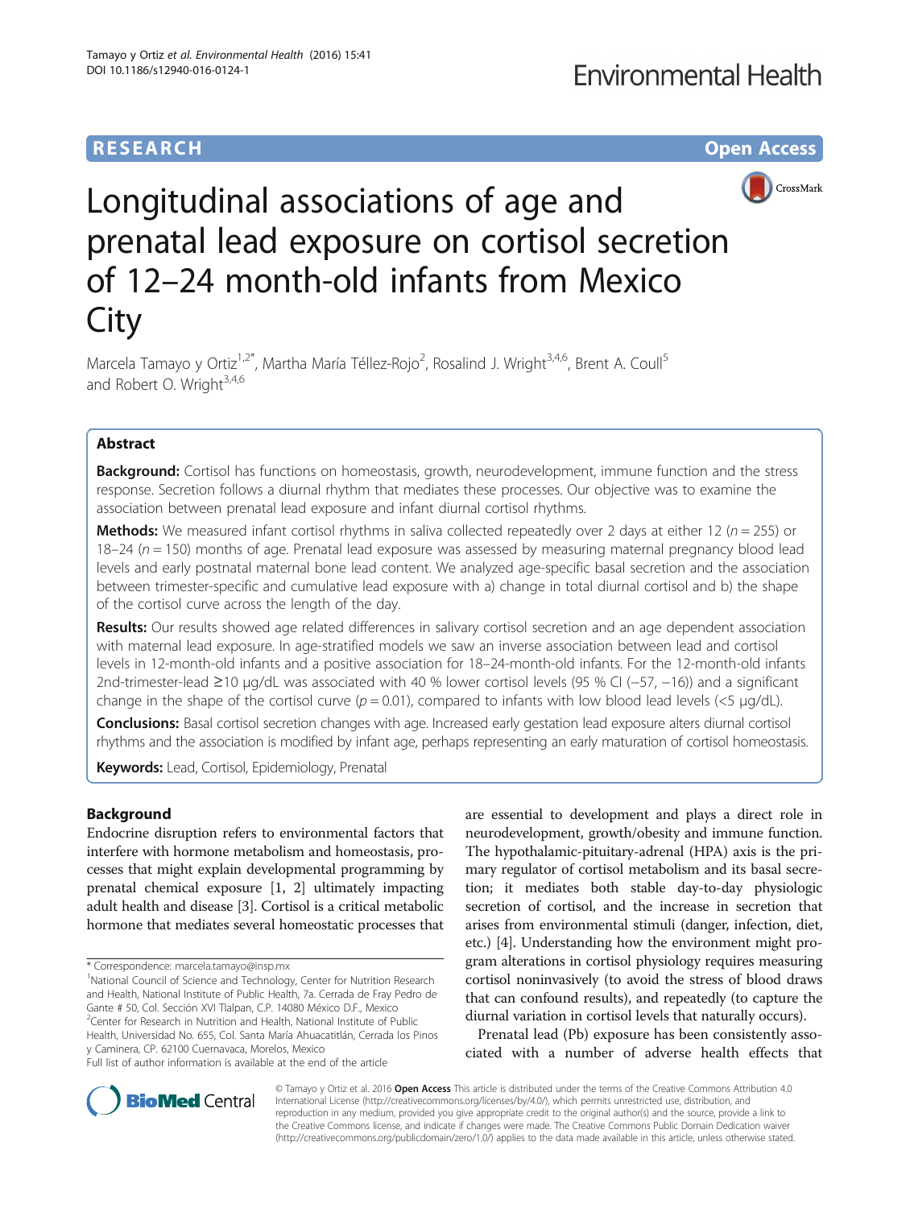RESEARCH

Open Access

# Longitudinal associations of age and prenatal lead exposure on cortisol secretion of 12–24 month-old infants from Mexico City

Marcela Tamayo y Ortiz[1,2*], Martha María Téllez-Rojo[2], Rosalind J. Wright[3,4,6], Brent A. Coull[5] and Robert O. Wright[3,4,6]

## Abstract

**Background:** Cortisol has functions on homeostasis, growth, neurodevelopment, immune function and the stress response. Secretion follows a diurnal rhythm that mediates these processes. Our objective was to examine the association between prenatal lead exposure and infant diurnal cortisol rhythms.

**Methods:** We measured infant cortisol rhythms in saliva collected repeatedly over 2 days at either 12 ($n = 255$) or 18–24 ($n = 150$) months of age. Prenatal lead exposure was assessed by measuring maternal pregnancy blood lead levels and early postnatal maternal bone lead content. We analyzed age-specific basal secretion and the association between trimester-specific and cumulative lead exposure with a) change in total diurnal cortisol and b) the shape of the cortisol curve across the length of the day.

**Results:** Our results showed age related differences in salivary cortisol secretion and an age dependent association with maternal lead exposure. In age-stratified models we saw an inverse association between lead and cortisol levels in 12-month-old infants and a positive association for 18–24-month-old infants. For the 12-month-old infants 2nd-trimester-lead ≥10 μg/dL was associated with 40 % lower cortisol levels (95 % CI (−57, −16)) and a significant change in the shape of the cortisol curve ($p = 0.01$), compared to infants with low blood lead levels (<5 μg/dL).

**Conclusions:** Basal cortisol secretion changes with age. Increased early gestation lead exposure alters diurnal cortisol rhythms and the association is modified by infant age, perhaps representing an early maturation of cortisol homeostasis.

**Keywords:** Lead, Cortisol, Epidemiology, Prenatal

## Background

Endocrine disruption refers to environmental factors that interfere with hormone metabolism and homeostasis, processes that might explain developmental programming by prenatal chemical exposure [1, 2] ultimately impacting adult health and disease [3]. Cortisol is a critical metabolic hormone that mediates several homeostatic processes that are essential to development and plays a direct role in neurodevelopment, growth/obesity and immune function. The hypothalamic-pituitary-adrenal (HPA) axis is the primary regulator of cortisol metabolism and its basal secretion; it mediates both stable day-to-day physiologic secretion of cortisol, and the increase in secretion that arises from environmental stimuli (danger, infection, diet, etc.) [4]. Understanding how the environment might program alterations in cortisol physiology requires measuring cortisol noninvasively (to avoid the stress of blood draws that can confound results), and repeatedly (to capture the diurnal variation in cortisol levels that naturally occurs).

Prenatal lead (Pb) exposure has been consistently associated with a number of adverse health effects that

\* Correspondence: marcela.tamayo@insp.mx
[1]National Council of Science and Technology, Center for Nutrition Research and Health, National Institute of Public Health, 7a. Cerrada de Fray Pedro de Gante # 50, Col. Sección XVI Tlalpan, C.P. 14080 México D.F., Mexico
[2]Center for Research in Nutrition and Health, National Institute of Public Health, Universidad No. 655, Col. Santa María Ahuacatitlán, Cerrada los Pinos y Caminera, CP. 62100 Cuernavaca, Morelos, Mexico
Full list of author information is available at the end of the article

© Tamayo y Ortiz et al. 2016 **Open Access** This article is distributed under the terms of the Creative Commons Attribution 4.0 International License (http://creativecommons.org/licenses/by/4.0/), which permits unrestricted use, distribution, and reproduction in any medium, provided you give appropriate credit to the original author(s) and the source, provide a link to the Creative Commons license, and indicate if changes were made. The Creative Commons Public Domain Dedication waiver (http://creativecommons.org/publicdomain/zero/1.0/) applies to the data made available in this article, unless otherwise stated.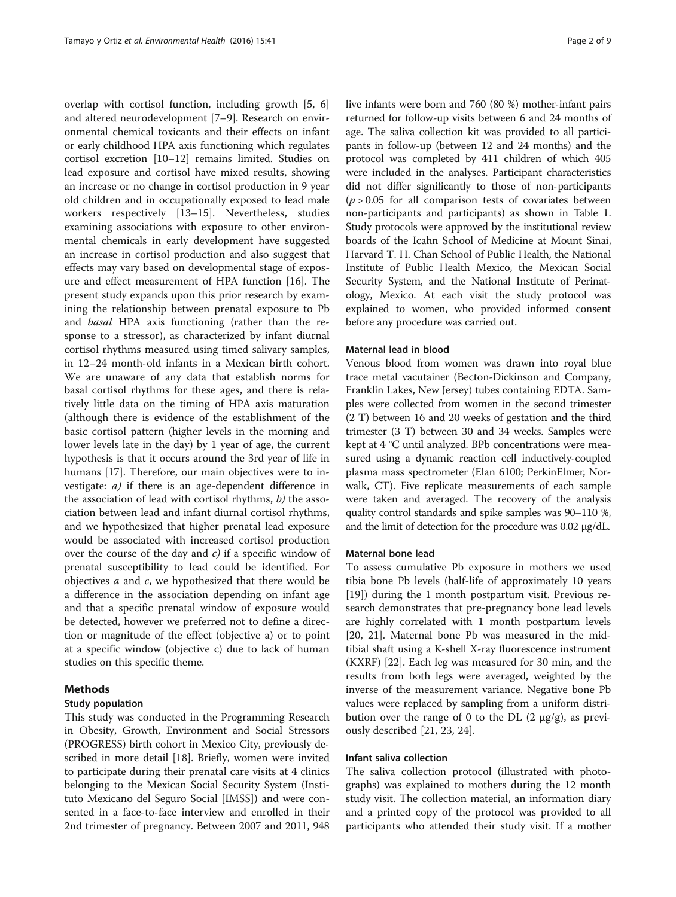overlap with cortisol function, including growth [5, 6] and altered neurodevelopment [7–9]. Research on environmental chemical toxicants and their effects on infant or early childhood HPA axis functioning which regulates cortisol excretion [10–12] remains limited. Studies on lead exposure and cortisol have mixed results, showing an increase or no change in cortisol production in 9 year old children and in occupationally exposed to lead male workers respectively [13–15]. Nevertheless, studies examining associations with exposure to other environmental chemicals in early development have suggested an increase in cortisol production and also suggest that effects may vary based on developmental stage of exposure and effect measurement of HPA function [16]. The present study expands upon this prior research by examining the relationship between prenatal exposure to Pb and *basal* HPA axis functioning (rather than the response to a stressor), as characterized by infant diurnal cortisol rhythms measured using timed salivary samples, in 12–24 month-old infants in a Mexican birth cohort. We are unaware of any data that establish norms for basal cortisol rhythms for these ages, and there is relatively little data on the timing of HPA axis maturation (although there is evidence of the establishment of the basic cortisol pattern (higher levels in the morning and lower levels late in the day) by 1 year of age, the current hypothesis is that it occurs around the 3rd year of life in humans [17]. Therefore, our main objectives were to investigate: *a)* if there is an age-dependent difference in the association of lead with cortisol rhythms, *b)* the association between lead and infant diurnal cortisol rhythms, and we hypothesized that higher prenatal lead exposure would be associated with increased cortisol production over the course of the day and *c)* if a specific window of prenatal susceptibility to lead could be identified. For objectives *a* and *c*, we hypothesized that there would be a difference in the association depending on infant age and that a specific prenatal window of exposure would be detected, however we preferred not to define a direction or magnitude of the effect (objective a) or to point at a specific window (objective c) due to lack of human studies on this specific theme.

## Methods

### Study population

This study was conducted in the Programming Research in Obesity, Growth, Environment and Social Stressors (PROGRESS) birth cohort in Mexico City, previously described in more detail [18]. Briefly, women were invited to participate during their prenatal care visits at 4 clinics belonging to the Mexican Social Security System (Instituto Mexicano del Seguro Social [IMSS]) and were consented in a face-to-face interview and enrolled in their 2nd trimester of pregnancy. Between 2007 and 2011, 948 live infants were born and 760 (80 %) mother-infant pairs returned for follow-up visits between 6 and 24 months of age. The saliva collection kit was provided to all participants in follow-up (between 12 and 24 months) and the protocol was completed by 411 children of which 405 were included in the analyses. Participant characteristics did not differ significantly to those of non-participants ($p > 0.05$ for all comparison tests of covariates between non-participants and participants) as shown in Table 1. Study protocols were approved by the institutional review boards of the Icahn School of Medicine at Mount Sinai, Harvard T. H. Chan School of Public Health, the National Institute of Public Health Mexico, the Mexican Social Security System, and the National Institute of Perinatology, Mexico. At each visit the study protocol was explained to women, who provided informed consent before any procedure was carried out.

### Maternal lead in blood

Venous blood from women was drawn into royal blue trace metal vacutainer (Becton-Dickinson and Company, Franklin Lakes, New Jersey) tubes containing EDTA. Samples were collected from women in the second trimester (2 T) between 16 and 20 weeks of gestation and the third trimester (3 T) between 30 and 34 weeks. Samples were kept at 4 °C until analyzed. BPb concentrations were measured using a dynamic reaction cell inductively-coupled plasma mass spectrometer (Elan 6100; PerkinElmer, Norwalk, CT). Five replicate measurements of each sample were taken and averaged. The recovery of the analysis quality control standards and spike samples was 90–110 %, and the limit of detection for the procedure was 0.02 μg/dL.

### Maternal bone lead

To assess cumulative Pb exposure in mothers we used tibia bone Pb levels (half-life of approximately 10 years [19]) during the 1 month postpartum visit. Previous research demonstrates that pre-pregnancy bone lead levels are highly correlated with 1 month postpartum levels [20, 21]. Maternal bone Pb was measured in the mid-tibial shaft using a K-shell X-ray fluorescence instrument (KXRF) [22]. Each leg was measured for 30 min, and the results from both legs were averaged, weighted by the inverse of the measurement variance. Negative bone Pb values were replaced by sampling from a uniform distribution over the range of 0 to the DL (2 μg/g), as previously described [21, 23, 24].

### Infant saliva collection

The saliva collection protocol (illustrated with photographs) was explained to mothers during the 12 month study visit. The collection material, an information diary and a printed copy of the protocol was provided to all participants who attended their study visit. If a mother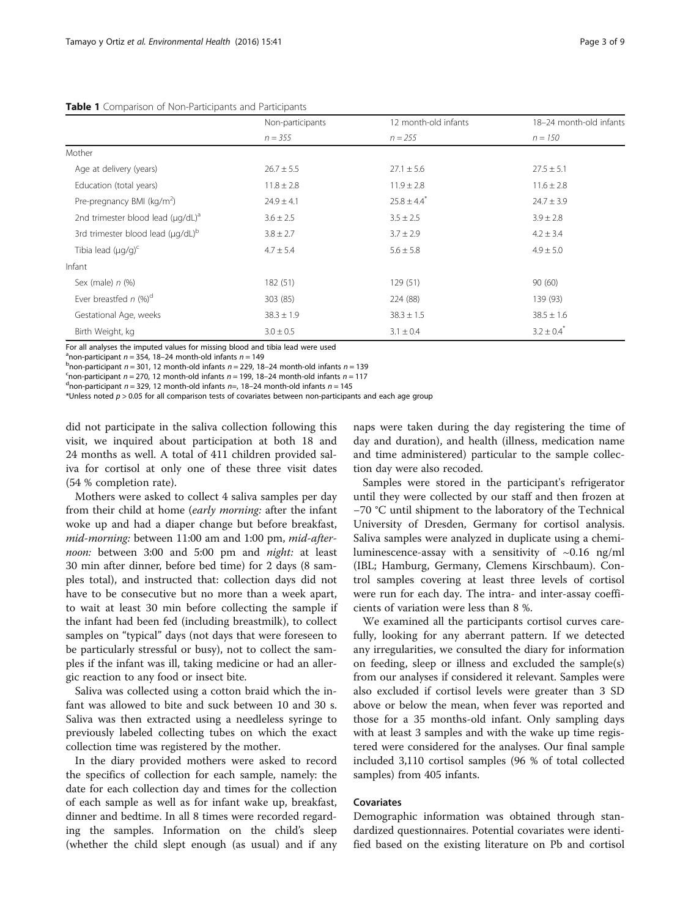**Table 1** Comparison of Non-Participants and Participants

| | Non-participants | 12 month-old infants | 18–24 month-old infants |
|---|---|---|---|
| | *n = 355* | *n = 255* | *n = 150* |
| Mother | | | |
| Age at delivery (years) | 26.7 ± 5.5 | 27.1 ± 5.6 | 27.5 ± 5.1 |
| Education (total years) | 11.8 ± 2.8 | 11.9 ± 2.8 | 11.6 ± 2.8 |
| Pre-pregnancy BMI (kg/m$^2$) | 24.9 ± 4.1 | 25.8 ± 4.4* | 24.7 ± 3.9 |
| 2nd trimester blood lead (μg/dL)[a] | 3.6 ± 2.5 | 3.5 ± 2.5 | 3.9 ± 2.8 |
| 3rd trimester blood lead (μg/dL)[b] | 3.8 ± 2.7 | 3.7 ± 2.9 | 4.2 ± 3.4 |
| Tibia lead (μg/g)[c] | 4.7 ± 5.4 | 5.6 ± 5.8 | 4.9 ± 5.0 |
| Infant | | | |
| Sex (male) *n* (%) | 182 (51) | 129 (51) | 90 (60) |
| Ever breastfed *n* (%)[d] | 303 (85) | 224 (88) | 139 (93) |
| Gestational Age, weeks | 38.3 ± 1.9 | 38.3 ± 1.5 | 38.5 ± 1.6 |
| Birth Weight, kg | 3.0 ± 0.5 | 3.1 ± 0.4 | 3.2 ± 0.4* |

For all analyses the imputed values for missing blood and tibia lead were used

[a]non-participant *n* = 354, 18–24 month-old infants *n* = 149

[b]non-participant *n* = 301, 12 month-old infants *n* = 229, 18–24 month-old infants *n* = 139

[c]non-participant *n* = 270, 12 month-old infants *n* = 199, 18–24 month-old infants *n* = 117

[d]non-participant *n* = 329, 12 month-old infants *n*=, 18–24 month-old infants *n* = 145

*Unless noted $p > 0.05$ for all comparison tests of covariates between non-participants and each age group

did not participate in the saliva collection following this visit, we inquired about participation at both 18 and 24 months as well. A total of 411 children provided saliva for cortisol at only one of these three visit dates (54 % completion rate).

Mothers were asked to collect 4 saliva samples per day from their child at home (*early morning:* after the infant woke up and had a diaper change but before breakfast, *mid-morning:* between 11:00 am and 1:00 pm, *mid-afternoon:* between 3:00 and 5:00 pm and *night:* at least 30 min after dinner, before bed time) for 2 days (8 samples total), and instructed that: collection days did not have to be consecutive but no more than a week apart, to wait at least 30 min before collecting the sample if the infant had been fed (including breastmilk), to collect samples on "typical" days (not days that were foreseen to be particularly stressful or busy), not to collect the samples if the infant was ill, taking medicine or had an allergic reaction to any food or insect bite.

Saliva was collected using a cotton braid which the infant was allowed to bite and suck between 10 and 30 s. Saliva was then extracted using a needleless syringe to previously labeled collecting tubes on which the exact collection time was registered by the mother.

In the diary provided mothers were asked to record the specifics of collection for each sample, namely: the date for each collection day and times for the collection of each sample as well as for infant wake up, breakfast, dinner and bedtime. In all 8 times were recorded regarding the samples. Information on the child's sleep (whether the child slept enough (as usual) and if any naps were taken during the day registering the time of day and duration), and health (illness, medication name and time administered) particular to the sample collection day were also recoded.

Samples were stored in the participant's refrigerator until they were collected by our staff and then frozen at −70 °C until shipment to the laboratory of the Technical University of Dresden, Germany for cortisol analysis. Saliva samples were analyzed in duplicate using a chemiluminescence-assay with a sensitivity of ~0.16 ng/ml (IBL; Hamburg, Germany, Clemens Kirschbaum). Control samples covering at least three levels of cortisol were run for each day. The intra- and inter-assay coefficients of variation were less than 8 %.

We examined all the participants cortisol curves carefully, looking for any aberrant pattern. If we detected any irregularities, we consulted the diary for information on feeding, sleep or illness and excluded the sample(s) from our analyses if considered it relevant. Samples were also excluded if cortisol levels were greater than 3 SD above or below the mean, when fever was reported and those for a 35 months-old infant. Only sampling days with at least 3 samples and with the wake up time registered were considered for the analyses. Our final sample included 3,110 cortisol samples (96 % of total collected samples) from 405 infants.

### Covariates

Demographic information was obtained through standardized questionnaires. Potential covariates were identified based on the existing literature on Pb and cortisol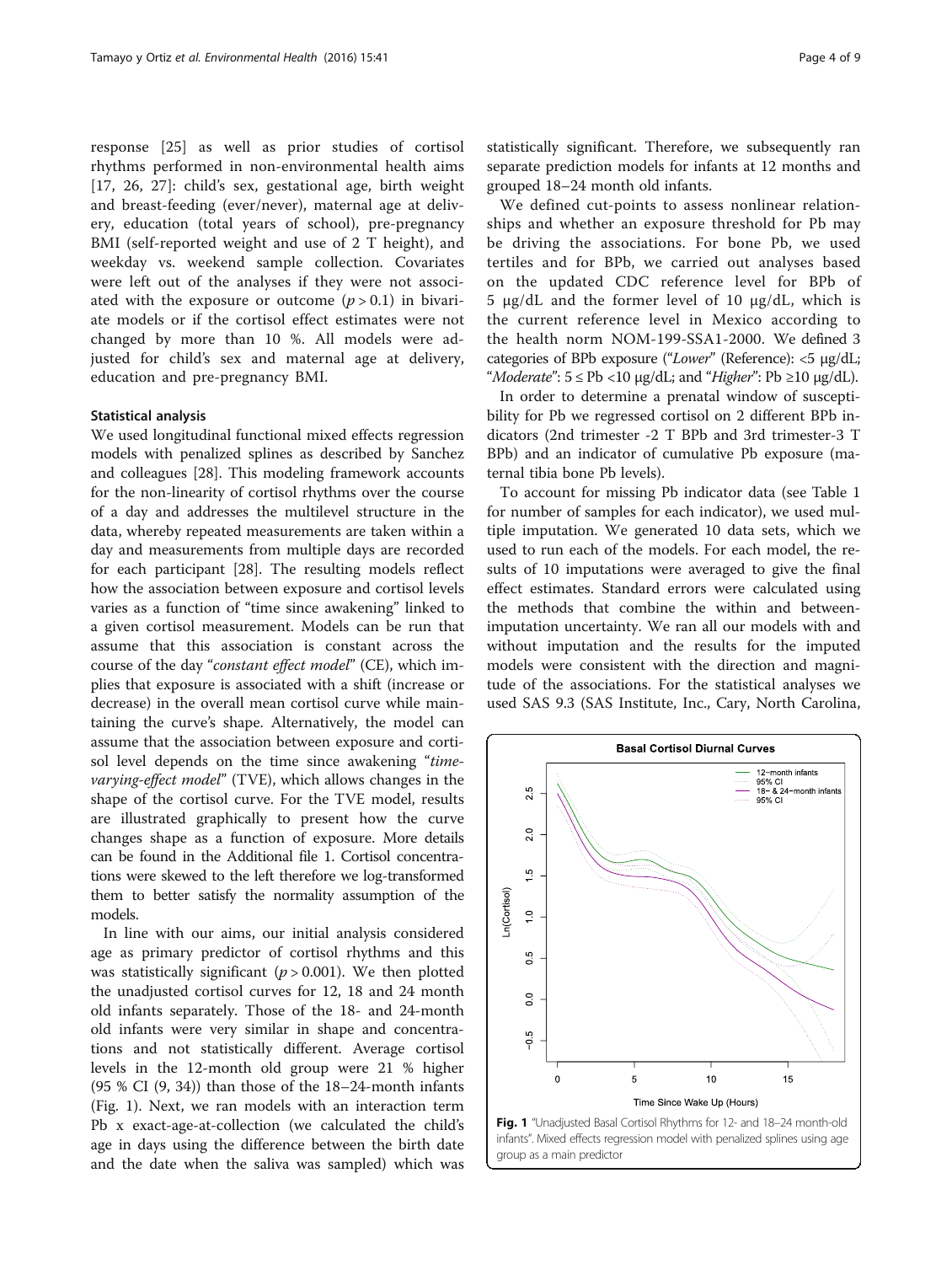response [25] as well as prior studies of cortisol rhythms performed in non-environmental health aims [17, 26, 27]: child's sex, gestational age, birth weight and breast-feeding (ever/never), maternal age at delivery, education (total years of school), pre-pregnancy BMI (self-reported weight and use of 2 T height), and weekday vs. weekend sample collection. Covariates were left out of the analyses if they were not associated with the exposure or outcome ($p > 0.1$) in bivariate models or if the cortisol effect estimates were not changed by more than 10 %. All models were adjusted for child's sex and maternal age at delivery, education and pre-pregnancy BMI.

### Statistical analysis

We used longitudinal functional mixed effects regression models with penalized splines as described by Sanchez and colleagues [28]. This modeling framework accounts for the non-linearity of cortisol rhythms over the course of a day and addresses the multilevel structure in the data, whereby repeated measurements are taken within a day and measurements from multiple days are recorded for each participant [28]. The resulting models reflect how the association between exposure and cortisol levels varies as a function of "time since awakening" linked to a given cortisol measurement. Models can be run that assume that this association is constant across the course of the day "*constant effect model*" (CE), which implies that exposure is associated with a shift (increase or decrease) in the overall mean cortisol curve while maintaining the curve's shape. Alternatively, the model can assume that the association between exposure and cortisol level depends on the time since awakening "*time-varying-effect model*" (TVE), which allows changes in the shape of the cortisol curve. For the TVE model, results are illustrated graphically to present how the curve changes shape as a function of exposure. More details can be found in the Additional file 1. Cortisol concentrations were skewed to the left therefore we log-transformed them to better satisfy the normality assumption of the models.

In line with our aims, our initial analysis considered age as primary predictor of cortisol rhythms and this was statistically significant ($p > 0.001$). We then plotted the unadjusted cortisol curves for 12, 18 and 24 month old infants separately. Those of the 18- and 24-month old infants were very similar in shape and concentrations and not statistically different. Average cortisol levels in the 12-month old group were 21 % higher (95 % CI (9, 34)) than those of the 18–24-month infants (Fig. 1). Next, we ran models with an interaction term Pb x exact-age-at-collection (we calculated the child's age in days using the difference between the birth date and the date when the saliva was sampled) which was statistically significant. Therefore, we subsequently ran separate prediction models for infants at 12 months and grouped 18–24 month old infants.

We defined cut-points to assess nonlinear relationships and whether an exposure threshold for Pb may be driving the associations. For bone Pb, we used tertiles and for BPb, we carried out analyses based on the updated CDC reference level for BPb of 5 μg/dL and the former level of 10 μg/dL, which is the current reference level in Mexico according to the health norm NOM-199-SSA1-2000. We defined 3 categories of BPb exposure ("*Lower*" (Reference): <5 μg/dL; "*Moderate*": 5 ≤ Pb <10 μg/dL; and "*Higher*": Pb ≥10 μg/dL).

In order to determine a prenatal window of susceptibility for Pb we regressed cortisol on 2 different BPb indicators (2nd trimester -2 T BPb and 3rd trimester-3 T BPb) and an indicator of cumulative Pb exposure (maternal tibia bone Pb levels).

To account for missing Pb indicator data (see Table 1 for number of samples for each indicator), we used multiple imputation. We generated 10 data sets, which we used to run each of the models. For each model, the results of 10 imputations were averaged to give the final effect estimates. Standard errors were calculated using the methods that combine the within and between-imputation uncertainty. We ran all our models with and without imputation and the results for the imputed models were consistent with the direction and magnitude of the associations. For the statistical analyses we used SAS 9.3 (SAS Institute, Inc., Cary, North Carolina,

**Fig. 1** "Unadjusted Basal Cortisol Rhythms for 12- and 18–24 month-old infants". Mixed effects regression model with penalized splines using age group as a main predictor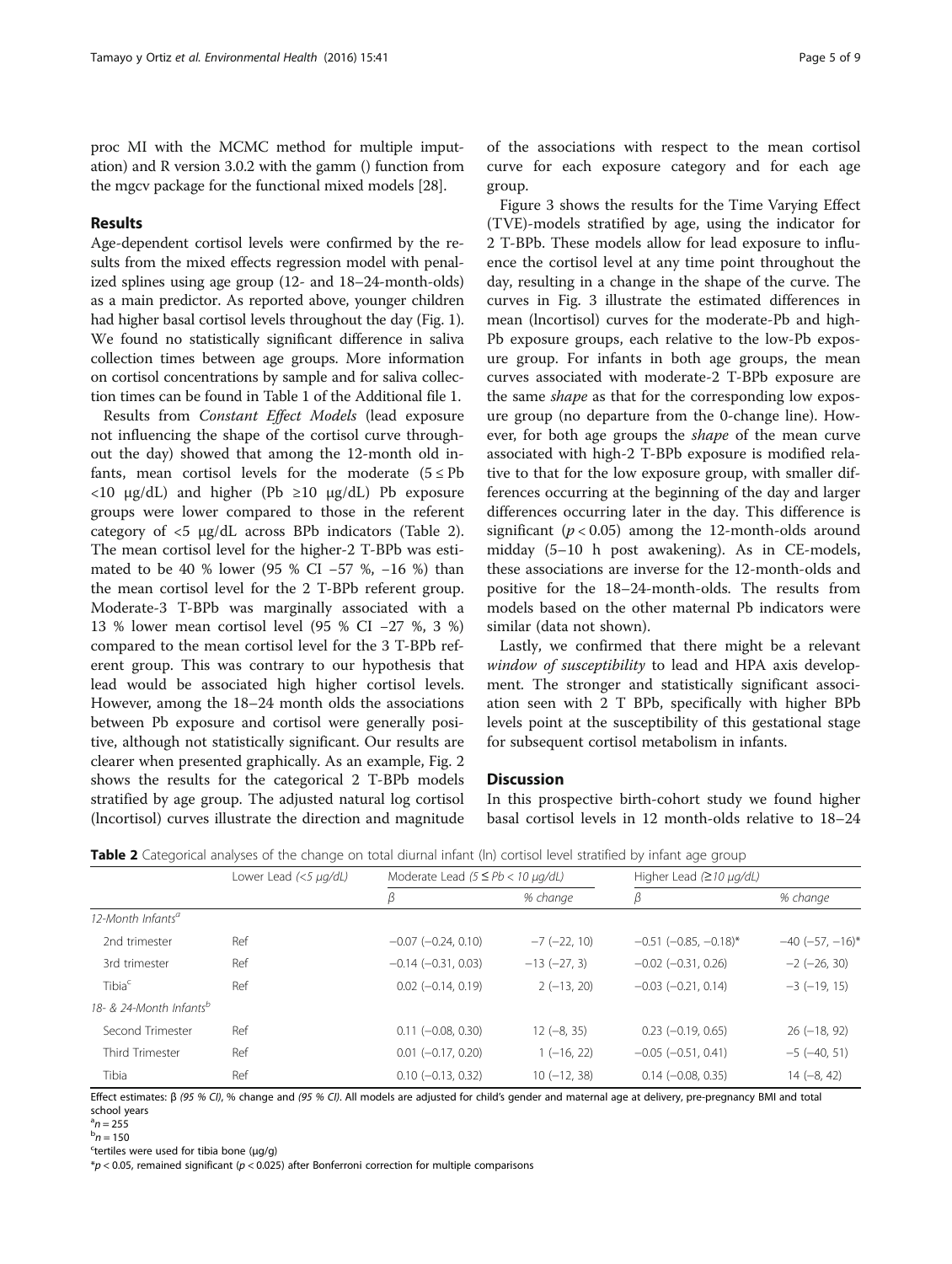proc MI with the MCMC method for multiple imputation) and R version 3.0.2 with the gamm () function from the mgcv package for the functional mixed models [28].

## Results

Age-dependent cortisol levels were confirmed by the results from the mixed effects regression model with penalized splines using age group (12- and 18–24-month-olds) as a main predictor. As reported above, younger children had higher basal cortisol levels throughout the day (Fig. 1). We found no statistically significant difference in saliva collection times between age groups. More information on cortisol concentrations by sample and for saliva collection times can be found in Table 1 of the Additional file 1.

Results from *Constant Effect Models* (lead exposure not influencing the shape of the cortisol curve throughout the day) showed that among the 12-month old infants, mean cortisol levels for the moderate ($5 \leq$ Pb $<10$ μg/dL) and higher (Pb $\geq 10$ μg/dL) Pb exposure groups were lower compared to those in the referent category of $<5$ μg/dL across BPb indicators (Table 2). The mean cortisol level for the higher-2 T-BPb was estimated to be 40 % lower (95 % CI −57 %, −16 %) than the mean cortisol level for the 2 T-BPb referent group. Moderate-3 T-BPb was marginally associated with a 13 % lower mean cortisol level (95 % CI −27 %, 3 %) compared to the mean cortisol level for the 3 T-BPb referent group. This was contrary to our hypothesis that lead would be associated high higher cortisol levels. However, among the 18–24 month olds the associations between Pb exposure and cortisol were generally positive, although not statistically significant. Our results are clearer when presented graphically. As an example, Fig. 2 shows the results for the categorical 2 T-BPb models stratified by age group. The adjusted natural log cortisol (lncortisol) curves illustrate the direction and magnitude of the associations with respect to the mean cortisol curve for each exposure category and for each age group.

Figure 3 shows the results for the Time Varying Effect (TVE)-models stratified by age, using the indicator for 2 T-BPb. These models allow for lead exposure to influence the cortisol level at any time point throughout the day, resulting in a change in the shape of the curve. The curves in Fig. 3 illustrate the estimated differences in mean (lncortisol) curves for the moderate-Pb and high-Pb exposure groups, each relative to the low-Pb exposure group. For infants in both age groups, the mean curves associated with moderate-2 T-BPb exposure are the same *shape* as that for the corresponding low exposure group (no departure from the 0-change line). However, for both age groups the *shape* of the mean curve associated with high-2 T-BPb exposure is modified relative to that for the low exposure group, with smaller differences occurring at the beginning of the day and larger differences occurring later in the day. This difference is significant ($p < 0.05$) among the 12-month-olds around midday (5–10 h post awakening). As in CE-models, these associations are inverse for the 12-month-olds and positive for the 18–24-month-olds. The results from models based on the other maternal Pb indicators were similar (data not shown).

Lastly, we confirmed that there might be a relevant *window of susceptibility* to lead and HPA axis development. The stronger and statistically significant association seen with 2 T BPb, specifically with higher BPb levels point at the susceptibility of this gestational stage for subsequent cortisol metabolism in infants.

## Discussion

In this prospective birth-cohort study we found higher basal cortisol levels in 12 month-olds relative to 18–24

**Table 2** Categorical analyses of the change on total diurnal infant (ln) cortisol level stratified by infant age group

| | Lower Lead (<5 μg/dL) | Moderate Lead (5 ≤ Pb < 10 μg/dL) | | Higher Lead (≥10 μg/dL) | |
|---|---|---|---|---|---|
| | | β | % change | β | % change |
| *12-Month Infants*[a] | | | | | |
| 2nd trimester | Ref | −0.07 (−0.24, 0.10) | −7 (−22, 10) | −0.51 (−0.85, −0.18)* | −40 (−57, −16)* |
| 3rd trimester | Ref | −0.14 (−0.31, 0.03) | −13 (−27, 3) | −0.02 (−0.31, 0.26) | −2 (−26, 30) |
| Tibia[c] | Ref | 0.02 (−0.14, 0.19) | 2 (−13, 20) | −0.03 (−0.21, 0.14) | −3 (−19, 15) |
| *18- & 24-Month Infants*[b] | | | | | |
| Second Trimester | Ref | 0.11 (−0.08, 0.30) | 12 (−8, 35) | 0.23 (−0.19, 0.65) | 26 (−18, 92) |
| Third Trimester | Ref | 0.01 (−0.17, 0.20) | 1 (−16, 22) | −0.05 (−0.51, 0.41) | −5 (−40, 51) |
| Tibia | Ref | 0.10 (−0.13, 0.32) | 10 (−12, 38) | 0.14 (−0.08, 0.35) | 14 (−8, 42) |

Effect estimates: β *(95 % CI)*, % change and *(95 % CI)*. All models are adjusted for child's gender and maternal age at delivery, pre-pregnancy BMI and total school years

[a] $n = 255$

[b] $n = 150$

[c] tertiles were used for tibia bone (μg/g)

*$p < 0.05$, remained significant ($p < 0.025$) after Bonferroni correction for multiple comparisons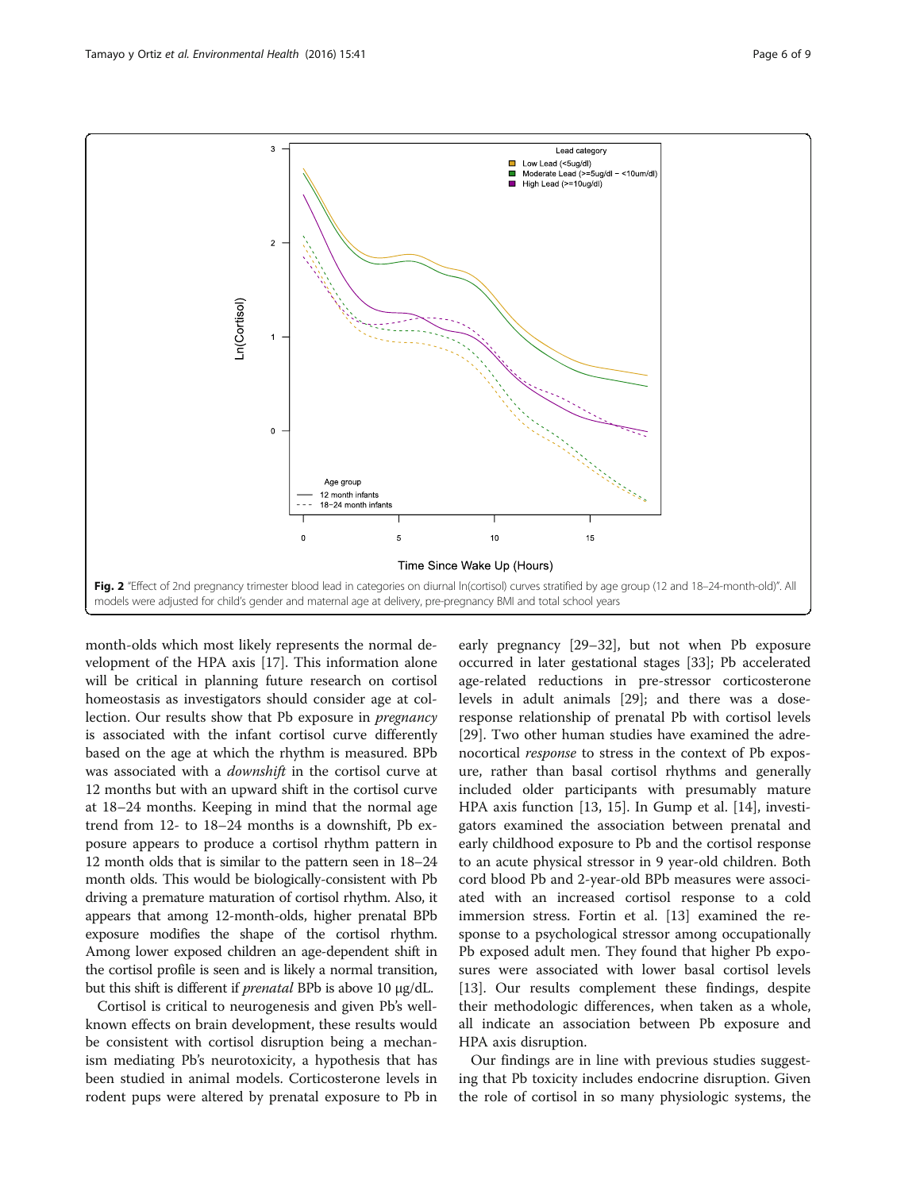Fig. 2 "Effect of 2nd pregnancy trimester blood lead in categories on diurnal ln(cortisol) curves stratified by age group (12 and 18–24-month-old)". All models were adjusted for child's gender and maternal age at delivery, pre-pregnancy BMI and total school years

month-olds which most likely represents the normal development of the HPA axis [17]. This information alone will be critical in planning future research on cortisol homeostasis as investigators should consider age at collection. Our results show that Pb exposure in *pregnancy* is associated with the infant cortisol curve differently based on the age at which the rhythm is measured. BPb was associated with a *downshift* in the cortisol curve at 12 months but with an upward shift in the cortisol curve at 18–24 months. Keeping in mind that the normal age trend from 12- to 18–24 months is a downshift, Pb exposure appears to produce a cortisol rhythm pattern in 12 month olds that is similar to the pattern seen in 18–24 month olds. This would be biologically-consistent with Pb driving a premature maturation of cortisol rhythm. Also, it appears that among 12-month-olds, higher prenatal BPb exposure modifies the shape of the cortisol rhythm. Among lower exposed children an age-dependent shift in the cortisol profile is seen and is likely a normal transition, but this shift is different if *prenatal* BPb is above 10 μg/dL.

Cortisol is critical to neurogenesis and given Pb's well-known effects on brain development, these results would be consistent with cortisol disruption being a mechanism mediating Pb's neurotoxicity, a hypothesis that has been studied in animal models. Corticosterone levels in rodent pups were altered by prenatal exposure to Pb in early pregnancy [29–32], but not when Pb exposure occurred in later gestational stages [33]; Pb accelerated age-related reductions in pre-stressor corticosterone levels in adult animals [29]; and there was a dose-response relationship of prenatal Pb with cortisol levels [29]. Two other human studies have examined the adrenocortical *response* to stress in the context of Pb exposure, rather than basal cortisol rhythms and generally included older participants with presumably mature HPA axis function [13, 15]. In Gump et al. [14], investigators examined the association between prenatal and early childhood exposure to Pb and the cortisol response to an acute physical stressor in 9 year-old children. Both cord blood Pb and 2-year-old BPb measures were associated with an increased cortisol response to a cold immersion stress. Fortin et al. [13] examined the response to a psychological stressor among occupationally Pb exposed adult men. They found that higher Pb exposures were associated with lower basal cortisol levels [13]. Our results complement these findings, despite their methodologic differences, when taken as a whole, all indicate an association between Pb exposure and HPA axis disruption.

Our findings are in line with previous studies suggesting that Pb toxicity includes endocrine disruption. Given the role of cortisol in so many physiologic systems, the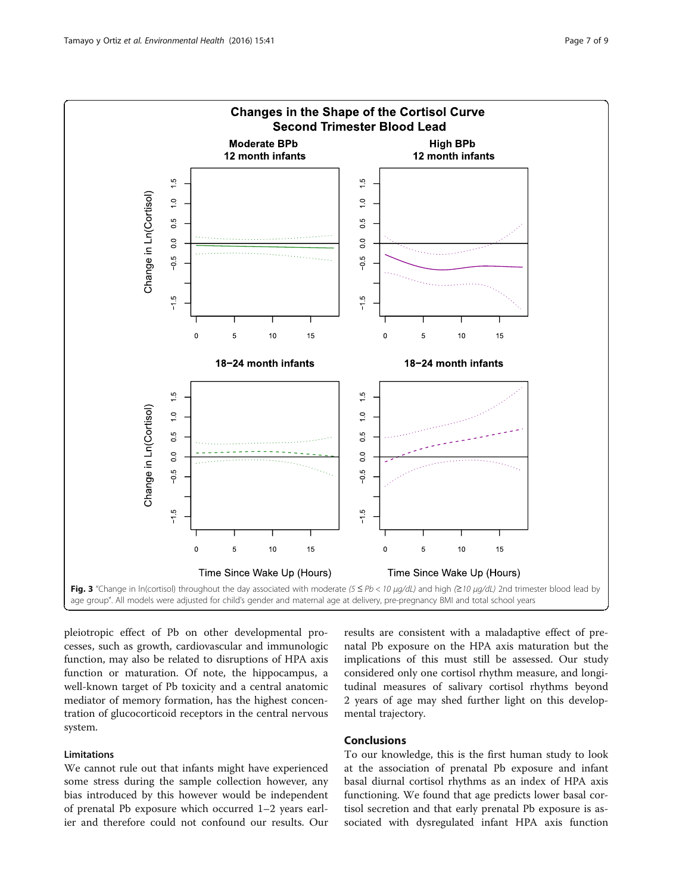**Fig. 3** "Change in ln(cortisol) throughout the day associated with moderate *(5 ≤ Pb < 10 μg/dL)* and high *(≥10 μg/dL)* 2nd trimester blood lead by age group". All models were adjusted for child's gender and maternal age at delivery, pre-pregnancy BMI and total school years

pleiotropic effect of Pb on other developmental processes, such as growth, cardiovascular and immunologic function, may also be related to disruptions of HPA axis function or maturation. Of note, the hippocampus, a well-known target of Pb toxicity and a central anatomic mediator of memory formation, has the highest concentration of glucocorticoid receptors in the central nervous system.

### Limitations

We cannot rule out that infants might have experienced some stress during the sample collection however, any bias introduced by this however would be independent of prenatal Pb exposure which occurred 1–2 years earlier and therefore could not confound our results. Our results are consistent with a maladaptive effect of prenatal Pb exposure on the HPA axis maturation but the implications of this must still be assessed. Our study considered only one cortisol rhythm measure, and longitudinal measures of salivary cortisol rhythms beyond 2 years of age may shed further light on this developmental trajectory.

## Conclusions

To our knowledge, this is the first human study to look at the association of prenatal Pb exposure and infant basal diurnal cortisol rhythms as an index of HPA axis functioning. We found that age predicts lower basal cortisol secretion and that early prenatal Pb exposure is associated with dysregulated infant HPA axis function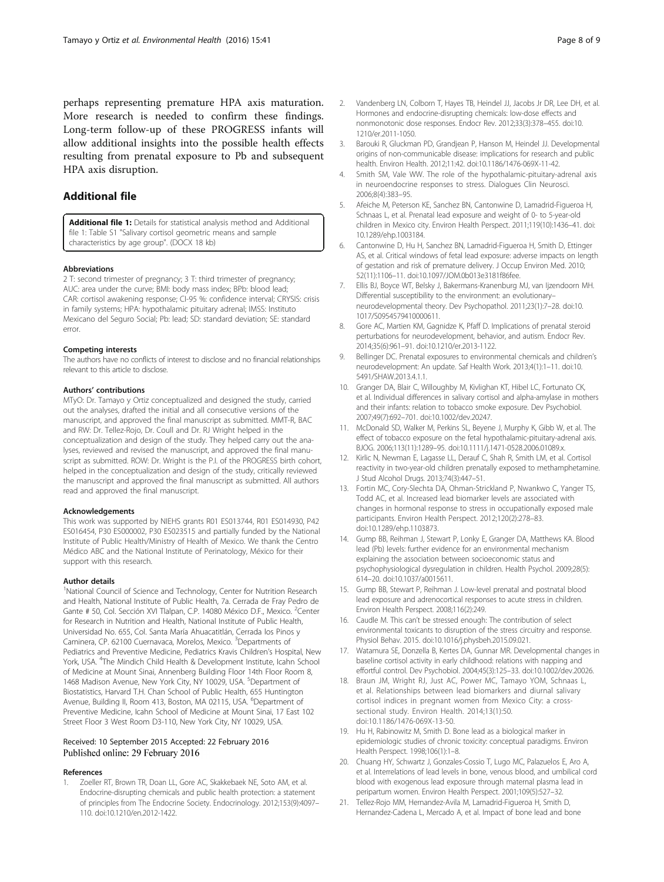perhaps representing premature HPA axis maturation. More research is needed to confirm these findings. Long-term follow-up of these PROGRESS infants will allow additional insights into the possible health effects resulting from prenatal exposure to Pb and subsequent HPA axis disruption.

## Additional file

**Additional file 1:** Details for statistical analysis method and Additional file 1: Table S1 "Salivary cortisol geometric means and sample characteristics by age group". (DOCX 18 kb)

#### Abbreviations

2 T: second trimester of pregnancy; 3 T: third trimester of pregnancy; AUC: area under the curve; BMI: body mass index; BPb: blood lead; CAR: cortisol awakening response; CI-95 %: confidence interval; CRYSIS: crisis in family systems; HPA: hypothalamic pituitary adrenal; IMSS: Instituto Mexicano del Seguro Social; Pb: lead; SD: standard deviation; SE: standard error.

#### Competing interests

The authors have no conflicts of interest to disclose and no financial relationships relevant to this article to disclose.

#### Authors' contributions

MTyO: Dr. Tamayo y Ortiz conceptualized and designed the study, carried out the analyses, drafted the initial and all consecutive versions of the manuscript, and approved the final manuscript as submitted. MMT-R, BAC and RW: Dr. Tellez-Rojo, Dr. Coull and Dr. RJ Wright helped in the conceptualization and design of the study. They helped carry out the analyses, reviewed and revised the manuscript, and approved the final manuscript as submitted. ROW: Dr. Wright is the P.I. of the PROGRESS birth cohort, helped in the conceptualization and design of the study, critically reviewed the manuscript and approved the final manuscript as submitted. All authors read and approved the final manuscript.

#### Acknowledgements

This work was supported by NIEHS grants R01 ES013744, R01 ES014930, P42 ES016454, P30 ES000002, P30 ES023515 and partially funded by the National Institute of Public Health/Ministry of Health of Mexico. We thank the Centro Médico ABC and the National Institute of Perinatology, México for their support with this research.

#### Author details

[1]National Council of Science and Technology, Center for Nutrition Research and Health, National Institute of Public Health, 7a. Cerrada de Fray Pedro de Gante # 50, Col. Sección XVI Tlalpan, C.P. 14080 México D.F., Mexico. [2]Center for Research in Nutrition and Health, National Institute of Public Health, Universidad No. 655, Col. Santa María Ahuacatitlán, Cerrada los Pinos y Caminera, CP. 62100 Cuernavaca, Morelos, Mexico. [3]Departments of Pediatrics and Preventive Medicine, Pediatrics Kravis Children's Hospital, New York, USA. [4]The Mindich Child Health & Development Institute, Icahn School of Medicine at Mount Sinai, Annenberg Building Floor 14th Floor Room 8, 1468 Madison Avenue, New York City, NY 10029, USA. [5]Department of Biostatistics, Harvard T.H. Chan School of Public Health, 655 Huntington Avenue, Building II, Room 413, Boston, MA 02115, USA. [6]Department of Preventive Medicine, Icahn School of Medicine at Mount Sinai, 17 East 102 Street Floor 3 West Room D3-110, New York City, NY 10029, USA.

Received: 10 September 2015 Accepted: 22 February 2016
Published online: 29 February 2016

#### References

1. Zoeller RT, Brown TR, Doan LL, Gore AC, Skakkebaek NE, Soto AM, et al. Endocrine-disrupting chemicals and public health protection: a statement of principles from The Endocrine Society. Endocrinology. 2012;153(9):4097–110. doi:10.1210/en.2012-1422.
2. Vandenberg LN, Colborn T, Hayes TB, Heindel JJ, Jacobs Jr DR, Lee DH, et al. Hormones and endocrine-disrupting chemicals: low-dose effects and nonmonotonic dose responses. Endocr Rev. 2012;33(3):378–455. doi:10.1210/er.2011-1050.
3. Barouki R, Gluckman PD, Grandjean P, Hanson M, Heindel JJ. Developmental origins of non-communicable disease: implications for research and public health. Environ Health. 2012;11:42. doi:10.1186/1476-069X-11-42.
4. Smith SM, Vale WW. The role of the hypothalamic-pituitary-adrenal axis in neuroendocrine responses to stress. Dialogues Clin Neurosci. 2006;8(4):383–95.
5. Afeiche M, Peterson KE, Sanchez BN, Cantonwine D, Lamadrid-Figueroa H, Schnaas L, et al. Prenatal lead exposure and weight of 0- to 5-year-old children in Mexico city. Environ Health Perspect. 2011;119(10):1436–41. doi: 10.1289/ehp.1003184.
6. Cantonwine D, Hu H, Sanchez BN, Lamadrid-Figueroa H, Smith D, Ettinger AS, et al. Critical windows of fetal lead exposure: adverse impacts on length of gestation and risk of premature delivery. J Occup Environ Med. 2010; 52(11):1106–11. doi:10.1097/JOM.0b013e3181f86fee.
7. Ellis BJ, Boyce WT, Belsky J, Bakermans-Kranenburg MJ, van Ijzendoorn MH. Differential susceptibility to the environment: an evolutionary–neurodevelopmental theory. Dev Psychopathol. 2011;23(1):7–28. doi:10.1017/S0954579410000611.
8. Gore AC, Martien KM, Gagnidze K, Pfaff D. Implications of prenatal steroid perturbations for neurodevelopment, behavior, and autism. Endocr Rev. 2014;35(6):961–91. doi:10.1210/er.2013-1122.
9. Bellinger DC. Prenatal exposures to environmental chemicals and children's neurodevelopment: An update. Saf Health Work. 2013;4(1):1–11. doi:10.5491/SHAW.2013.4.1.1.
10. Granger DA, Blair C, Willoughby M, Kivlighan KT, Hibel LC, Fortunato CK, et al. Individual differences in salivary cortisol and alpha-amylase in mothers and their infants: relation to tobacco smoke exposure. Dev Psychobiol. 2007;49(7):692–701. doi:10.1002/dev.20247.
11. McDonald SD, Walker M, Perkins SL, Beyene J, Murphy K, Gibb W, et al. The effect of tobacco exposure on the fetal hypothalamic-pituitary-adrenal axis. BJOG. 2006;113(11):1289–95. doi:10.1111/j.1471-0528.2006.01089.x.
12. Kirlic N, Newman E, Lagasse LL, Derauf C, Shah R, Smith LM, et al. Cortisol reactivity in two-year-old children prenatally exposed to methamphetamine. J Stud Alcohol Drugs. 2013;74(3):447–51.
13. Fortin MC, Cory-Slechta DA, Ohman-Strickland P, Nwankwo C, Yanger TS, Todd AC, et al. Increased lead biomarker levels are associated with changes in hormonal response to stress in occupationally exposed male participants. Environ Health Perspect. 2012;120(2):278–83. doi:10.1289/ehp.1103873.
14. Gump BB, Reihman J, Stewart P, Lonky E, Granger DA, Matthews KA. Blood lead (Pb) levels: further evidence for an environmental mechanism explaining the association between socioeconomic status and psychophysiological dysregulation in children. Health Psychol. 2009;28(5): 614–20. doi:10.1037/a0015611.
15. Gump BB, Stewart P, Reihman J. Low-level prenatal and postnatal blood lead exposure and adrenocortical responses to acute stress in children. Environ Health Perspect. 2008;116(2):249.
16. Caudle M. This can't be stressed enough: The contribution of select environmental toxicants to disruption of the stress circuitry and response. Physiol Behav. 2015. doi:10.1016/j.physbeh.2015.09.021.
17. Watamura SE, Donzella B, Kertes DA, Gunnar MR. Developmental changes in baseline cortisol activity in early childhood: relations with napping and effortful control. Dev Psychobiol. 2004;45(3):125–33. doi:10.1002/dev.20026.
18. Braun JM, Wright RJ, Just AC, Power MC, Tamayo YOM, Schnaas L, et al. Relationships between lead biomarkers and diurnal salivary cortisol indices in pregnant women from Mexico City: a cross-sectional study. Environ Health. 2014;13(1):50. doi:10.1186/1476-069X-13-50.
19. Hu H, Rabinowitz M, Smith D. Bone lead as a biological marker in epidemiologic studies of chronic toxicity: conceptual paradigms. Environ Health Perspect. 1998;106(1):1–8.
20. Chuang HY, Schwartz J, Gonzales-Cossio T, Lugo MC, Palazuelos E, Aro A, et al. Interrelations of lead levels in bone, venous blood, and umbilical cord blood with exogenous lead exposure through maternal plasma lead in peripartum women. Environ Health Perspect. 2001;109(5):527–32.
21. Tellez-Rojo MM, Hernandez-Avila M, Lamadrid-Figueroa H, Smith D, Hernandez-Cadena L, Mercado A, et al. Impact of bone lead and bone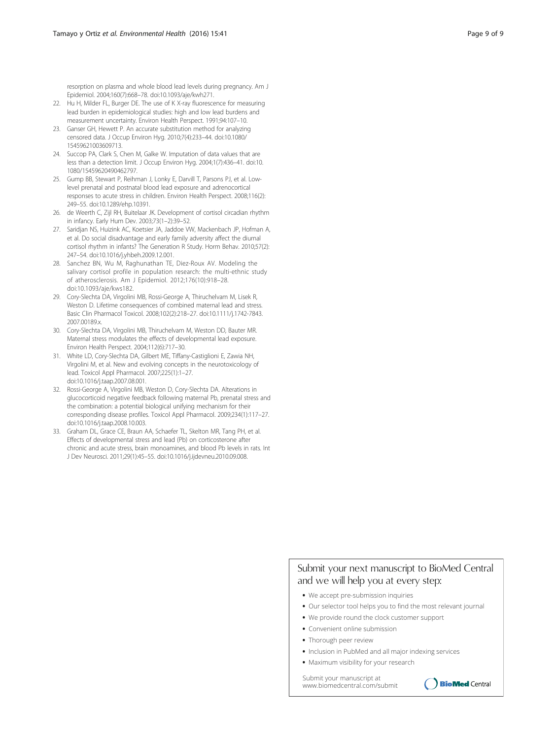resorption on plasma and whole blood lead levels during pregnancy. Am J Epidemiol. 2004;160(7):668–78. doi:10.1093/aje/kwh271.

22. Hu H, Milder FL, Burger DE. The use of K X-ray fluorescence for measuring lead burden in epidemiological studies: high and low lead burdens and measurement uncertainty. Environ Health Perspect. 1991;94:107–10.
23. Ganser GH, Hewett P. An accurate substitution method for analyzing censored data. J Occup Environ Hyg. 2010;7(4):233–44. doi:10.1080/15459621003609713.
24. Succop PA, Clark S, Chen M, Galke W. Imputation of data values that are less than a detection limit. J Occup Environ Hyg. 2004;1(7):436–41. doi:10.1080/15459620490462797.
25. Gump BB, Stewart P, Reihman J, Lonky E, Darvill T, Parsons PJ, et al. Low-level prenatal and postnatal blood lead exposure and adrenocortical responses to acute stress in children. Environ Health Perspect. 2008;116(2):249–55. doi:10.1289/ehp.10391.
26. de Weerth C, Zijl RH, Buitelaar JK. Development of cortisol circadian rhythm in infancy. Early Hum Dev. 2003;73(1–2):39–52.
27. Saridjan NS, Huizink AC, Koetsier JA, Jaddoe VW, Mackenbach JP, Hofman A, et al. Do social disadvantage and early family adversity affect the diurnal cortisol rhythm in infants? The Generation R Study. Horm Behav. 2010;57(2):247–54. doi:10.1016/j.yhbeh.2009.12.001.
28. Sanchez BN, Wu M, Raghunathan TE, Diez-Roux AV. Modeling the salivary cortisol profile in population research: the multi-ethnic study of atherosclerosis. Am J Epidemiol. 2012;176(10):918–28. doi:10.1093/aje/kws182.
29. Cory-Slechta DA, Virgolini MB, Rossi-George A, Thiruchelvam M, Lisek R, Weston D. Lifetime consequences of combined maternal lead and stress. Basic Clin Pharmacol Toxicol. 2008;102(2):218–27. doi:10.1111/j.1742-7843.2007.00189.x.
30. Cory-Slechta DA, Virgolini MB, Thiruchelvam M, Weston DD, Bauter MR. Maternal stress modulates the effects of developmental lead exposure. Environ Health Perspect. 2004;112(6):717–30.
31. White LD, Cory-Slechta DA, Gilbert ME, Tiffany-Castiglioni E, Zawia NH, Virgolini M, et al. New and evolving concepts in the neurotoxicology of lead. Toxicol Appl Pharmacol. 2007;225(1):1–27. doi:10.1016/j.taap.2007.08.001.
32. Rossi-George A, Virgolini MB, Weston D, Cory-Slechta DA. Alterations in glucocorticoid negative feedback following maternal Pb, prenatal stress and the combination: a potential biological unifying mechanism for their corresponding disease profiles. Toxicol Appl Pharmacol. 2009;234(1):117–27. doi:10.1016/j.taap.2008.10.003.
33. Graham DL, Grace CE, Braun AA, Schaefer TL, Skelton MR, Tang PH, et al. Effects of developmental stress and lead (Pb) on corticosterone after chronic and acute stress, brain monoamines, and blood Pb levels in rats. Int J Dev Neurosci. 2011;29(1):45–55. doi:10.1016/j.ijdevneu.2010.09.008.